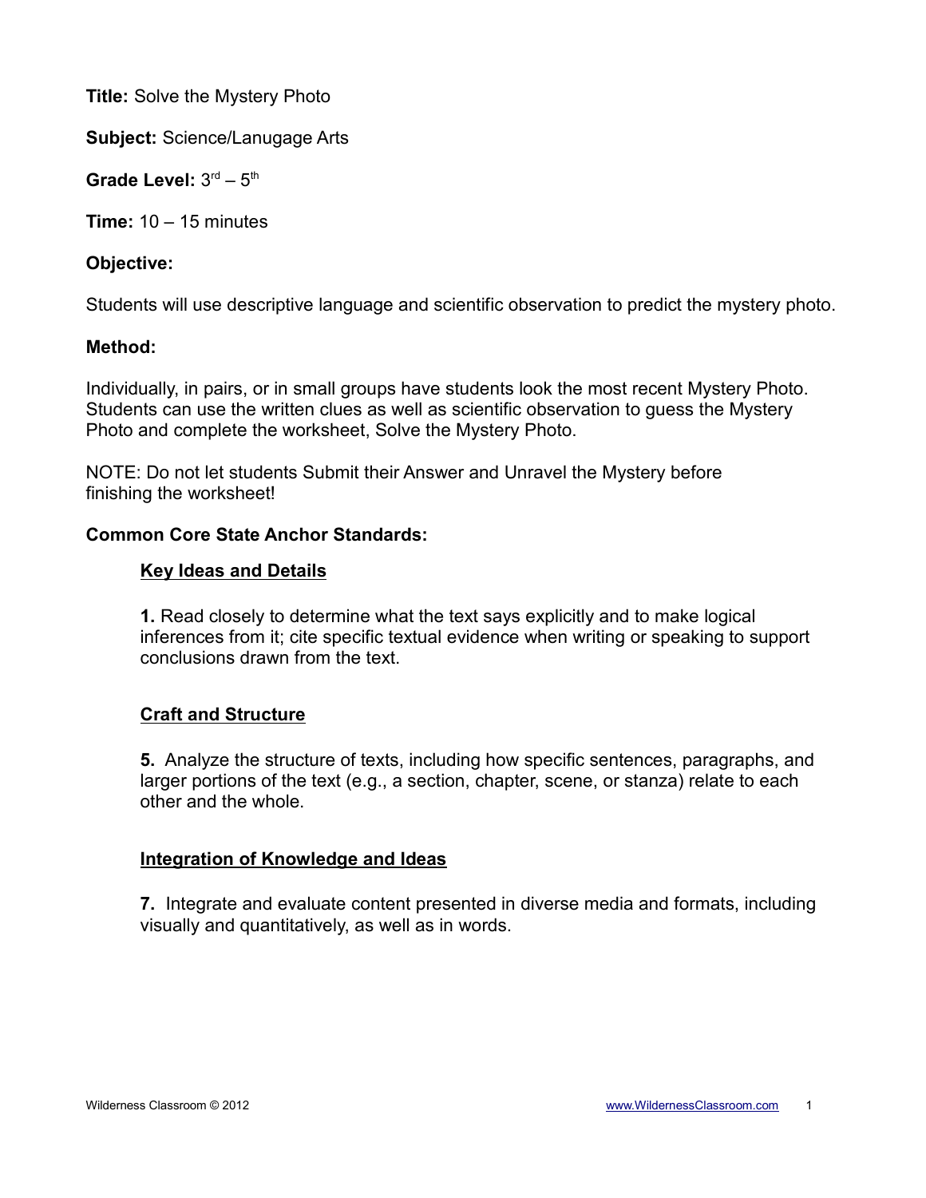**Title:** Solve the Mystery Photo

**Subject:** Science/Lanugage Arts

**Grade Level:** 3rd – 5th

**Time:** 10 – 15 minutes

**Objective:**

Students will use descriptive language and scientific observation to predict the mystery photo.

**Method:**

Individually, in pairs, or in small groups have students look the most recent Mystery Photo. Students can use the written clues as well as scientific observation to guess the Mystery Photo and complete the worksheet, Solve the Mystery Photo.

NOTE: Do not let students Submit their Answer and Unravel the Mystery before finishing the worksheet!

**Common Core State Anchor Standards:**

**Key Ideas and Details**

**1.** Read closely to determine what the text says explicitly and to make logical inferences from it; cite specific textual evidence when writing or speaking to support conclusions drawn from the text.

**Craft and Structure**

**5.** Analyze the structure of texts, including how specific sentences, paragraphs, and larger portions of the text (e.g., a section, chapter, scene, or stanza) relate to each other and the whole.

**Integration of Knowledge and Ideas**

**7.** Integrate and evaluate content presented in diverse media and formats, including visually and quantitatively, as well as in words.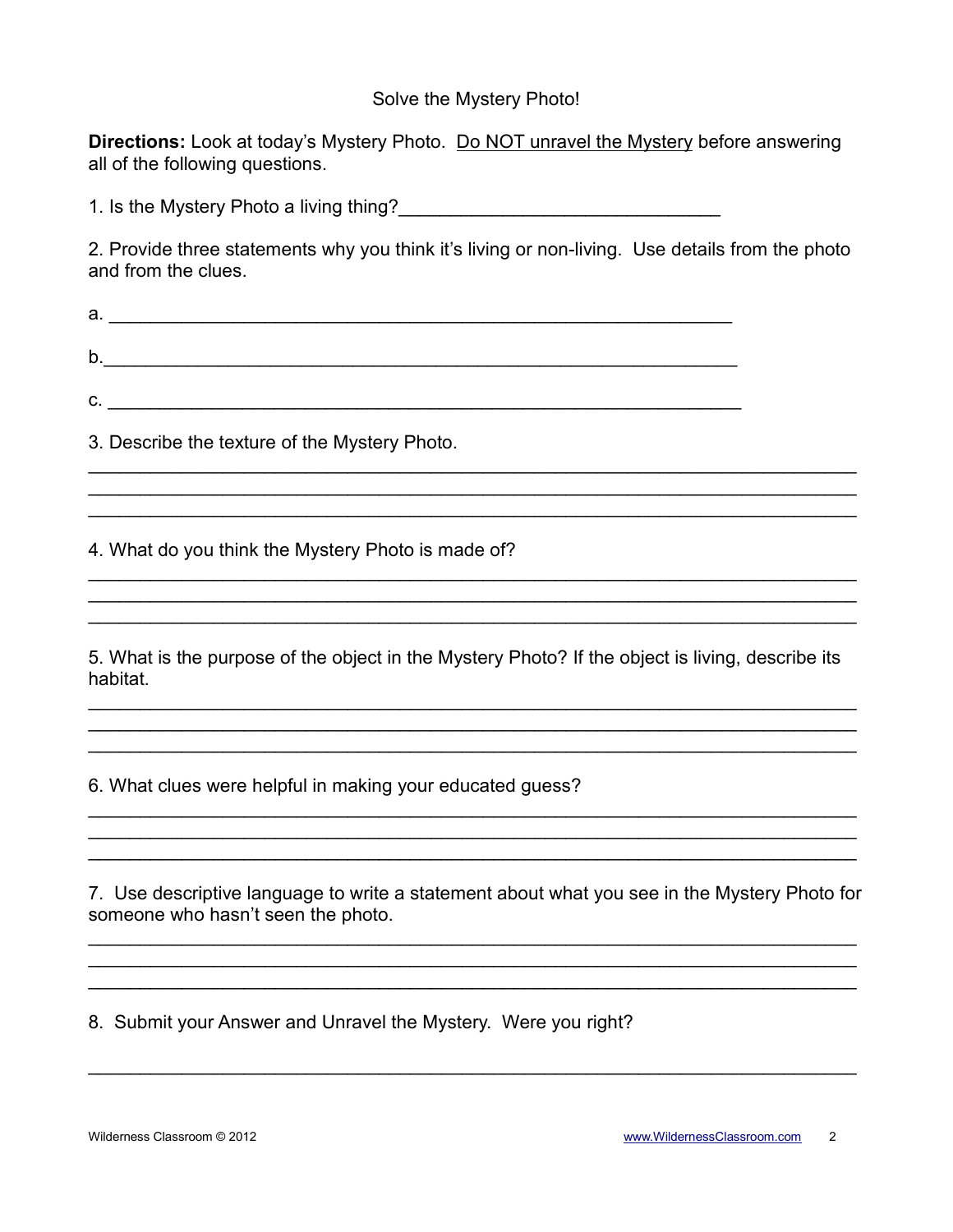# Solve the Mystery Photo!

**Directions:** Look at today's Mystery Photo. <u>Do NOT unravel the Mystery</u> before answering all of the following questions.

1. Is the Mystery Photo a living thing?______________________________

2. Provide three statements why you think it's living or non-living. Use details from the photo and from the clues.

a. ___________________________________________________________

b.___________________________________________________________

c. ___________________________________________________________

3. Describe the texture of the Mystery Photo.

_________________________________________________________________________
_________________________________________________________________________
_________________________________________________________________________

4. What do you think the Mystery Photo is made of?

_________________________________________________________________________
_________________________________________________________________________
_________________________________________________________________________

5. What is the purpose of the object in the Mystery Photo? If the object is living, describe its habitat.

_________________________________________________________________________
_________________________________________________________________________
_________________________________________________________________________

6. What clues were helpful in making your educated guess?

_________________________________________________________________________
_________________________________________________________________________
_________________________________________________________________________

7. Use descriptive language to write a statement about what you see in the Mystery Photo for someone who hasn't seen the photo.

_________________________________________________________________________
_________________________________________________________________________
_________________________________________________________________________

8. Submit your Answer and Unravel the Mystery. Were you right?

_________________________________________________________________________

Wilderness Classroom © 2012 www.WildernessClassroom.com